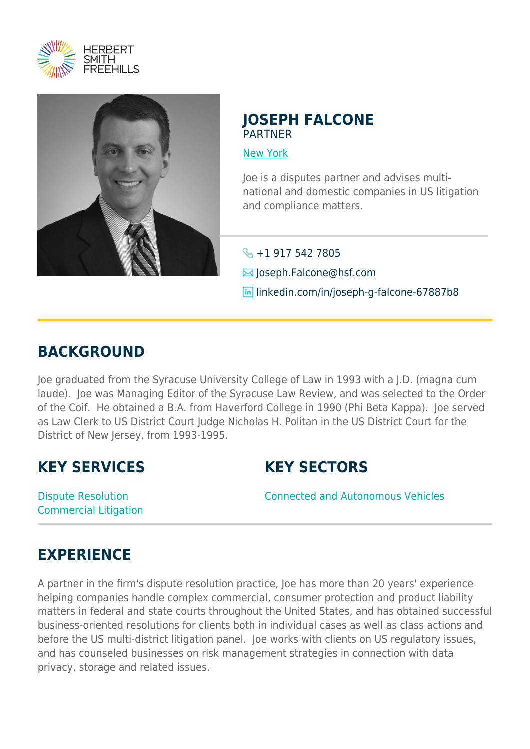HERBERT SMITH FREEHILLS

# JOSEPH FALCONE

PARTNER

New York

Joe is a disputes partner and advises multi-national and domestic companies in US litigation and compliance matters.

+1 917 542 7805

Joseph.Falcone@hsf.com

linkedin.com/in/joseph-g-falcone-67887b8

## BACKGROUND

Joe graduated from the Syracuse University College of Law in 1993 with a J.D. (magna cum laude). Joe was Managing Editor of the Syracuse Law Review, and was selected to the Order of the Coif. He obtained a B.A. from Haverford College in 1990 (Phi Beta Kappa). Joe served as Law Clerk to US District Court Judge Nicholas H. Politan in the US District Court for the District of New Jersey, from 1993-1995.

## KEY SERVICES

Dispute Resolution
Commercial Litigation

## KEY SECTORS

Connected and Autonomous Vehicles

## EXPERIENCE

A partner in the firm's dispute resolution practice, Joe has more than 20 years' experience helping companies handle complex commercial, consumer protection and product liability matters in federal and state courts throughout the United States, and has obtained successful business-oriented resolutions for clients both in individual cases as well as class actions and before the US multi-district litigation panel. Joe works with clients on US regulatory issues, and has counseled businesses on risk management strategies in connection with data privacy, storage and related issues.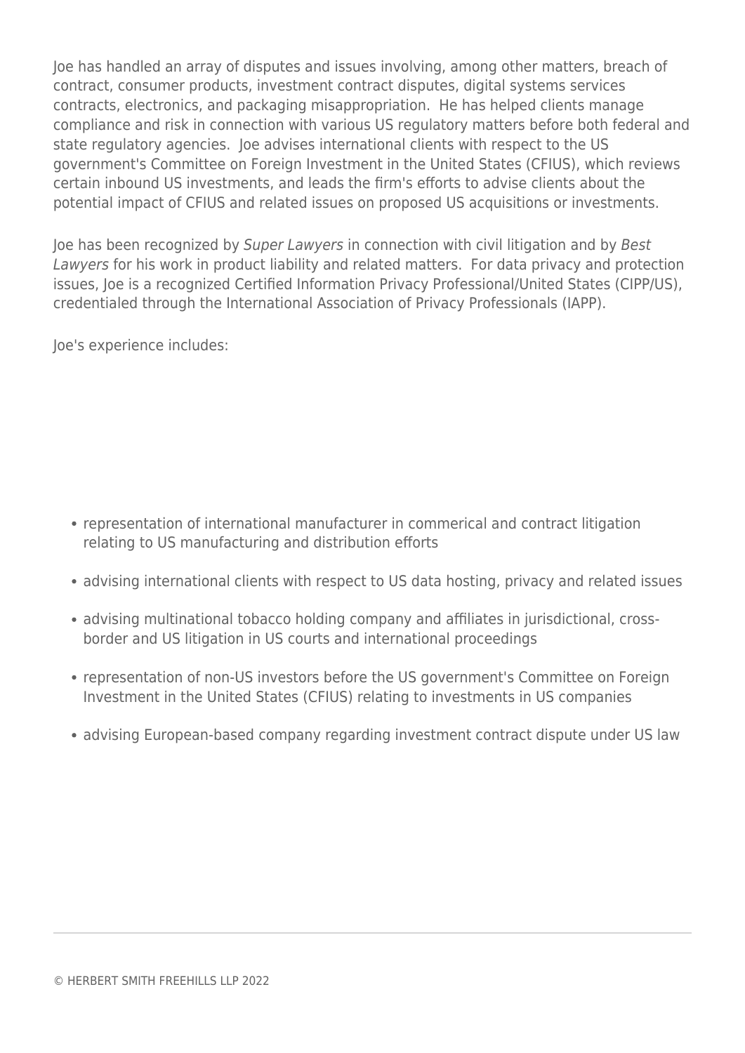Joe has handled an array of disputes and issues involving, among other matters, breach of contract, consumer products, investment contract disputes, digital systems services contracts, electronics, and packaging misappropriation.  He has helped clients manage compliance and risk in connection with various US regulatory matters before both federal and state regulatory agencies.  Joe advises international clients with respect to the US government's Committee on Foreign Investment in the United States (CFIUS), which reviews certain inbound US investments, and leads the firm's efforts to advise clients about the potential impact of CFIUS and related issues on proposed US acquisitions or investments.

Joe has been recognized by *Super Lawyers* in connection with civil litigation and by *Best Lawyers* for his work in product liability and related matters.  For data privacy and protection issues, Joe is a recognized Certified Information Privacy Professional/United States (CIPP/US), credentialed through the International Association of Privacy Professionals (IAPP).

Joe's experience includes:

- representation of international manufacturer in commerical and contract litigation relating to US manufacturing and distribution efforts
- advising international clients with respect to US data hosting, privacy and related issues
- advising multinational tobacco holding company and affiliates in jurisdictional, cross-border and US litigation in US courts and international proceedings
- representation of non-US investors before the US government's Committee on Foreign Investment in the United States (CFIUS) relating to investments in US companies
- advising European-based company regarding investment contract dispute under US law

© HERBERT SMITH FREEHILLS LLP 2022